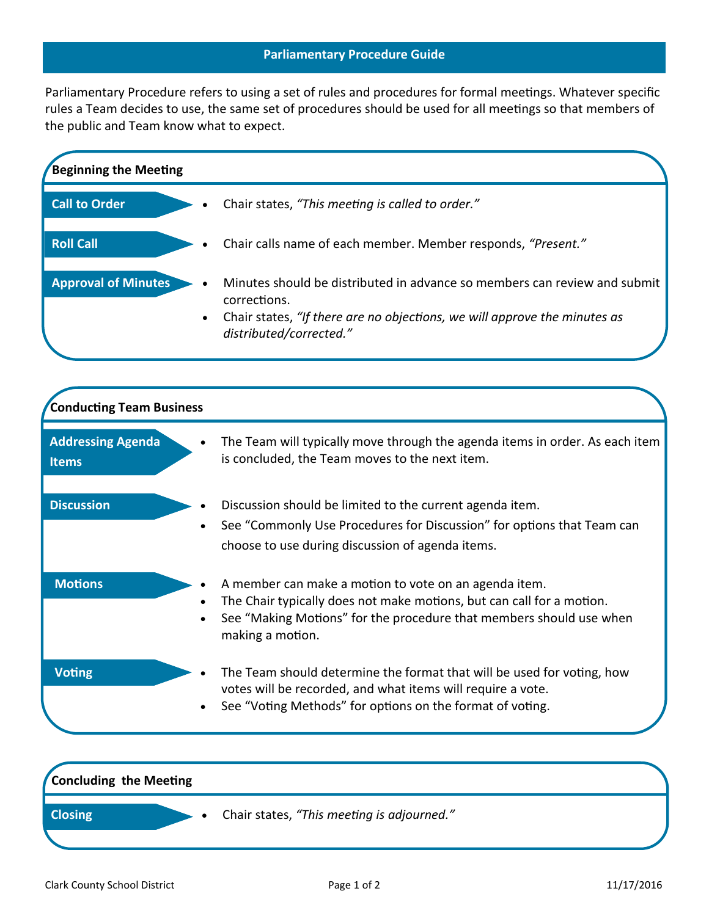# Parliamentary Procedure Guide

Parliamentary Procedure refers to using a set of rules and procedures for formal meetings. Whatever specific rules a Team decides to use, the same set of procedures should be used for all meetings so that members of the public and Team know what to expect.

## Beginning the Meeting

**Call to Order**

- Chair states, *"This meeting is called to order."*

**Roll Call**

- Chair calls name of each member. Member responds, *"Present."*

**Approval of Minutes**

- Minutes should be distributed in advance so members can review and submit corrections.
- Chair states, *"If there are no objections, we will approve the minutes as distributed/corrected."*

## Conducting Team Business

**Addressing Agenda Items**

- The Team will typically move through the agenda items in order. As each item is concluded, the Team moves to the next item.

**Discussion**

- Discussion should be limited to the current agenda item.
- See "Commonly Use Procedures for Discussion" for options that Team can choose to use during discussion of agenda items.

**Motions**

- A member can make a motion to vote on an agenda item.
- The Chair typically does not make motions, but can call for a motion.
- See "Making Motions" for the procedure that members should use when making a motion.

**Voting**

- The Team should determine the format that will be used for voting, how votes will be recorded, and what items will require a vote.
- See "Voting Methods" for options on the format of voting.

## Concluding the Meeting

**Closing**

- Chair states, *"This meeting is adjourned."*

Clark County School District 11/17/2016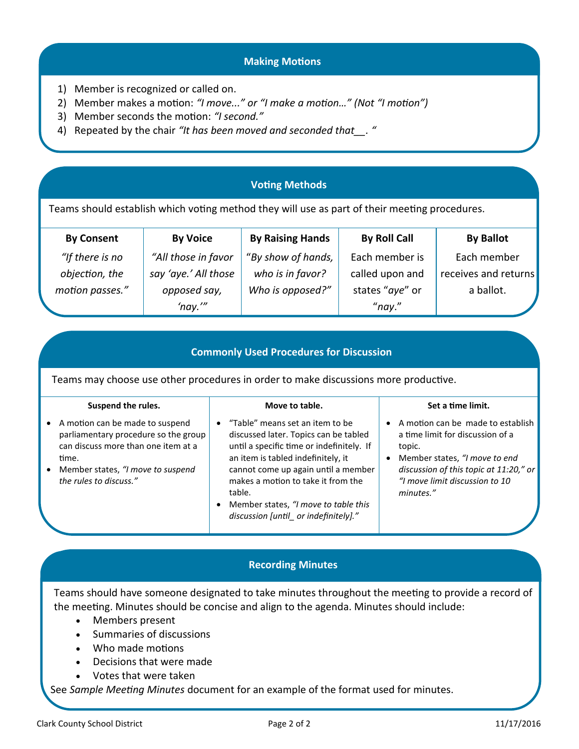## Making Motions

1) Member is recognized or called on.
2) Member makes a motion: *"I move..." or "I make a motion…" (Not "I motion")*
3) Member seconds the motion: *"I second."*
4) Repeated by the chair *"It has been moved and seconded that__. "*

## Voting Methods

Teams should establish which voting method they will use as part of their meeting procedures.

| By Consent | By Voice | By Raising Hands | By Roll Call | By Ballot |
|---|---|---|---|---|
| *"If there is no objection, the motion passes."* | *"All those in favor say 'aye.' All those opposed say, 'nay.'"* | *"By show of hands, who is in favor? Who is opposed?"* | Each member is called upon and states "*aye*" or "*nay*." | Each member receives and returns a ballot. |

## Commonly Used Procedures for Discussion

Teams may choose use other procedures in order to make discussions more productive.

**Suspend the rules.**

- A motion can be made to suspend parliamentary procedure so the group can discuss more than one item at a time.
- Member states, *"I move to suspend the rules to discuss."*

**Move to table.**

- "Table" means set an item to be discussed later. Topics can be tabled until a specific time or indefinitely. If an item is tabled indefinitely, it cannot come up again until a member makes a motion to take it from the table.
- Member states, *"I move to table this discussion [until_ or indefinitely]."*

**Set a time limit.**

- A motion can be made to establish a time limit for discussion of a topic.
- Member states, *"I move to end discussion of this topic at 11:20," or "I move limit discussion to 10 minutes."*

## Recording Minutes

Teams should have someone designated to take minutes throughout the meeting to provide a record of the meeting. Minutes should be concise and align to the agenda. Minutes should include:

- Members present
- Summaries of discussions
- Who made motions
- Decisions that were made
- Votes that were taken

See *Sample Meeting Minutes* document for an example of the format used for minutes.